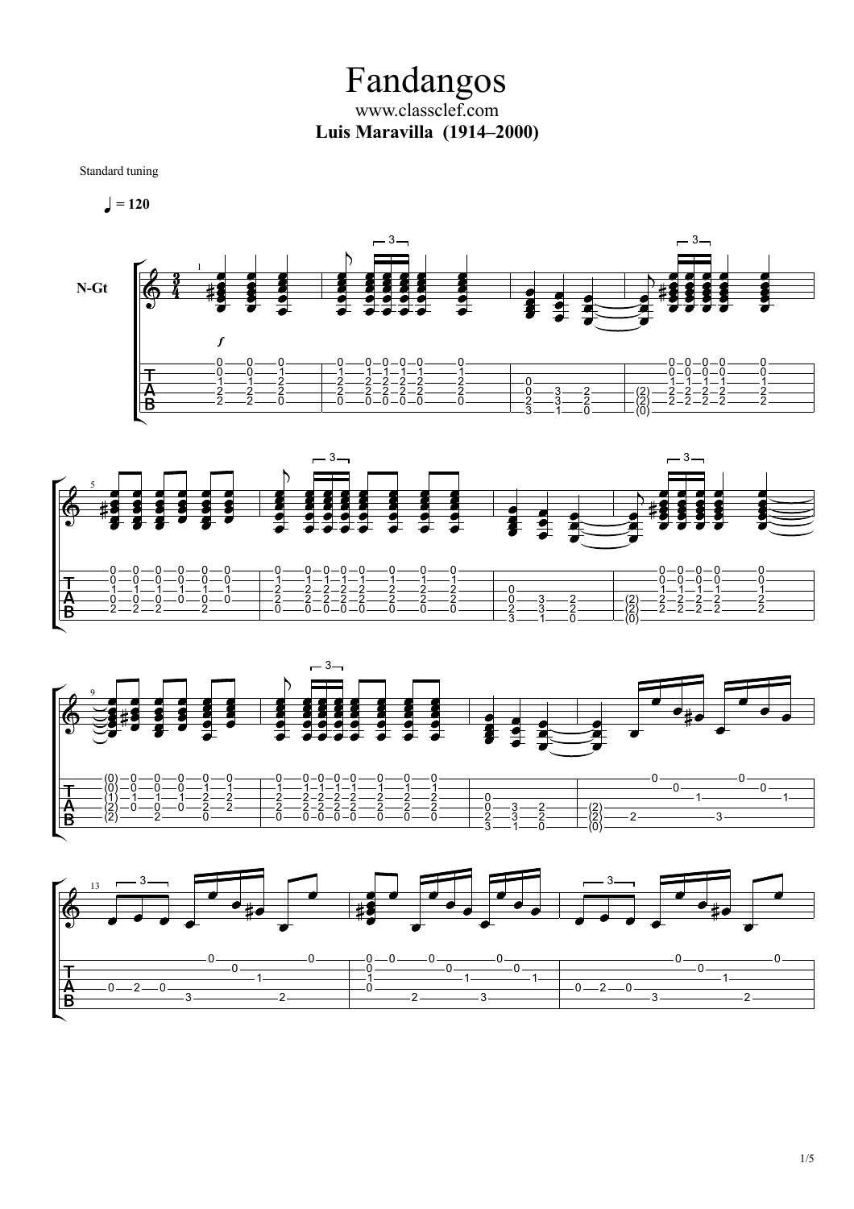# Fandangos

www.classclef.com

**Luis Maravilla (1914–2000)**

Standard tuning

♩ = 120